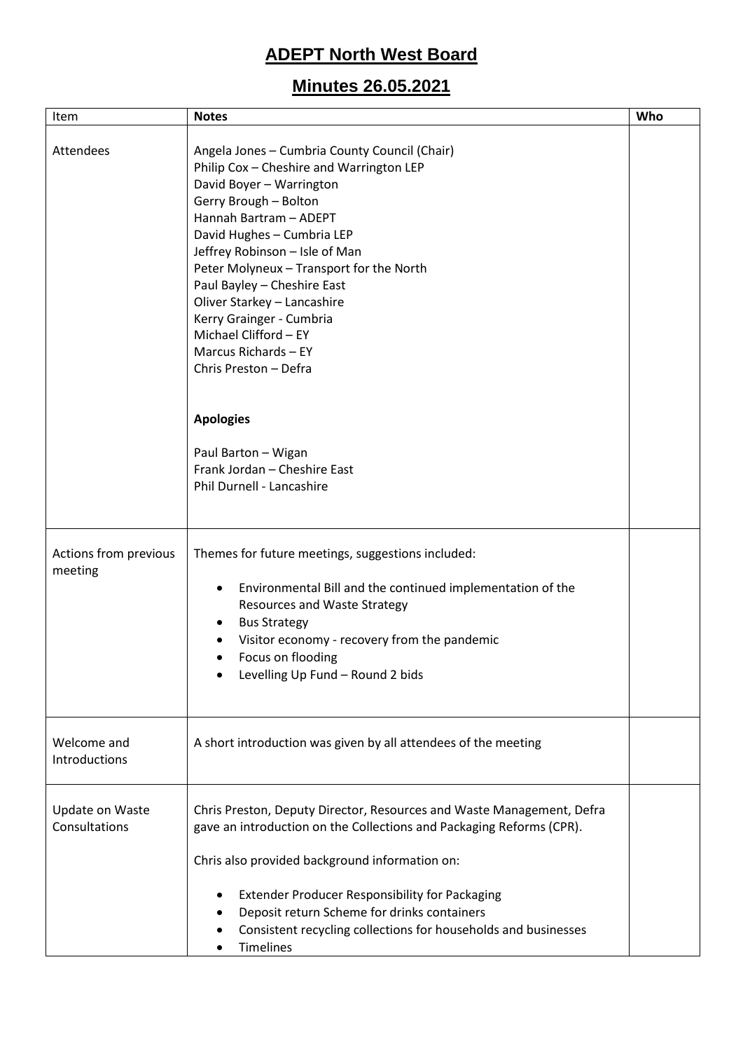# ADEPT North West Board

## Minutes 26.05.2021

| Item | **Notes** | **Who** |
|---|---|---|
| Attendees | Angela Jones – Cumbria County Council (Chair)<br>Philip Cox – Cheshire and Warrington LEP<br>David Boyer – Warrington<br>Gerry Brough – Bolton<br>Hannah Bartram – ADEPT<br>David Hughes – Cumbria LEP<br>Jeffrey Robinson – Isle of Man<br>Peter Molyneux – Transport for the North<br>Paul Bayley – Cheshire East<br>Oliver Starkey – Lancashire<br>Kerry Grainger - Cumbria<br>Michael Clifford – EY<br>Marcus Richards – EY<br>Chris Preston – Defra<br><br>**Apologies**<br><br>Paul Barton – Wigan<br>Frank Jordan – Cheshire East<br>Phil Durnell - Lancashire | |
| Actions from previous meeting | Themes for future meetings, suggestions included:<br><br>• Environmental Bill and the continued implementation of the Resources and Waste Strategy<br>• Bus Strategy<br>• Visitor economy - recovery from the pandemic<br>• Focus on flooding<br>• Levelling Up Fund – Round 2 bids | |
| Welcome and Introductions | A short introduction was given by all attendees of the meeting | |
| Update on Waste Consultations | Chris Preston, Deputy Director, Resources and Waste Management, Defra gave an introduction on the Collections and Packaging Reforms (CPR).<br><br>Chris also provided background information on:<br><br>• Extender Producer Responsibility for Packaging<br>• Deposit return Scheme for drinks containers<br>• Consistent recycling collections for households and businesses<br>• Timelines | |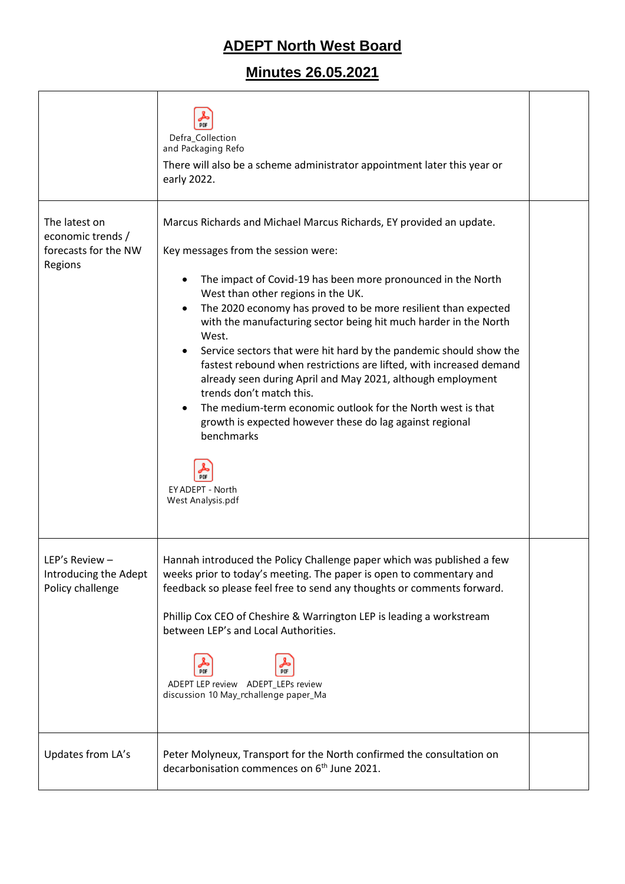# ADEPT North West Board

## Minutes 26.05.2021

| | | |
|---|---|---|
| | Defra_Collection and Packaging Refo<br><br>There will also be a scheme administrator appointment later this year or early 2022. | |
| The latest on economic trends / forecasts for the NW Regions | Marcus Richards and Michael Marcus Richards, EY provided an update.<br><br>Key messages from the session were:<br><br>• The impact of Covid-19 has been more pronounced in the North West than other regions in the UK.<br>• The 2020 economy has proved to be more resilient than expected with the manufacturing sector being hit much harder in the North West.<br>• Service sectors that were hit hard by the pandemic should show the fastest rebound when restrictions are lifted, with increased demand already seen during April and May 2021, although employment trends don't match this.<br>• The medium-term economic outlook for the North west is that growth is expected however these do lag against regional benchmarks<br><br>EY ADEPT - North West Analysis.pdf | |
| LEP's Review – Introducing the Adept Policy challenge | Hannah introduced the Policy Challenge paper which was published a few weeks prior to today's meeting. The paper is open to commentary and feedback so please feel free to send any thoughts or comments forward.<br><br>Phillip Cox CEO of Cheshire & Warrington LEP is leading a workstream between LEP's and Local Authorities.<br><br>ADEPT LEP review discussion 10 May_r &nbsp;&nbsp; ADEPT_LEPs review challenge paper_Ma | |
| Updates from LA's | Peter Molyneux, Transport for the North confirmed the consultation on decarbonisation commences on 6th June 2021. | |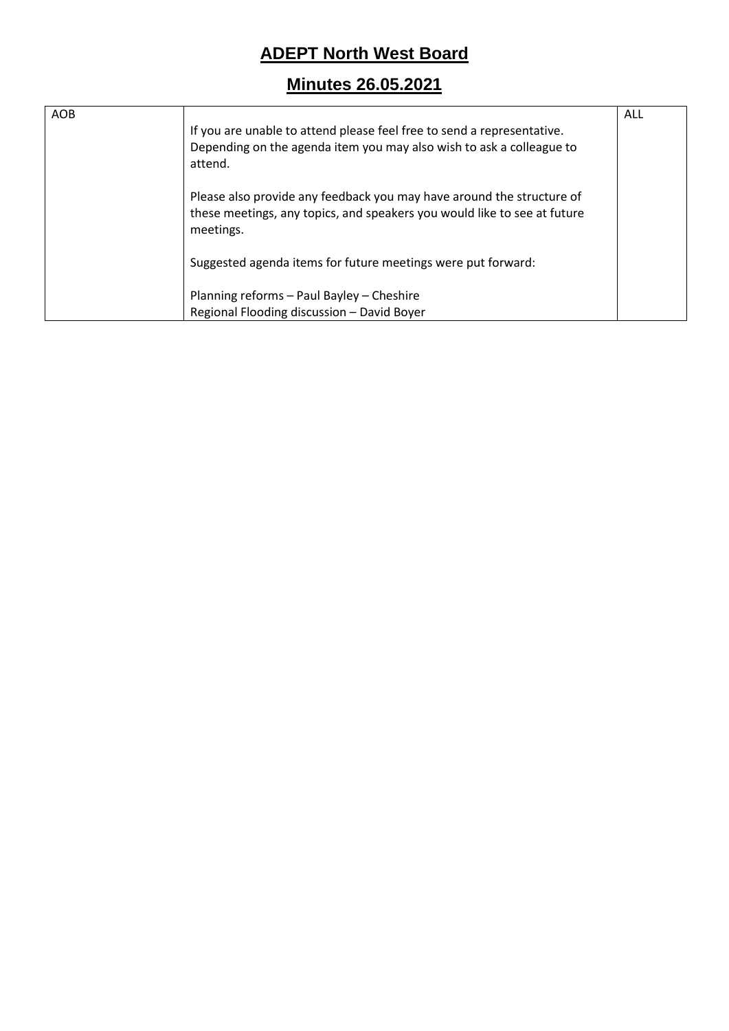# ADEPT North West Board

## Minutes 26.05.2021

| | | |
|---|---|---|
| AOB | If you are unable to attend please feel free to send a representative. Depending on the agenda item you may also wish to ask a colleague to attend.<br><br>Please also provide any feedback you may have around the structure of these meetings, any topics, and speakers you would like to see at future meetings.<br><br>Suggested agenda items for future meetings were put forward:<br><br>Planning reforms – Paul Bayley – Cheshire<br>Regional Flooding discussion – David Boyer | ALL |